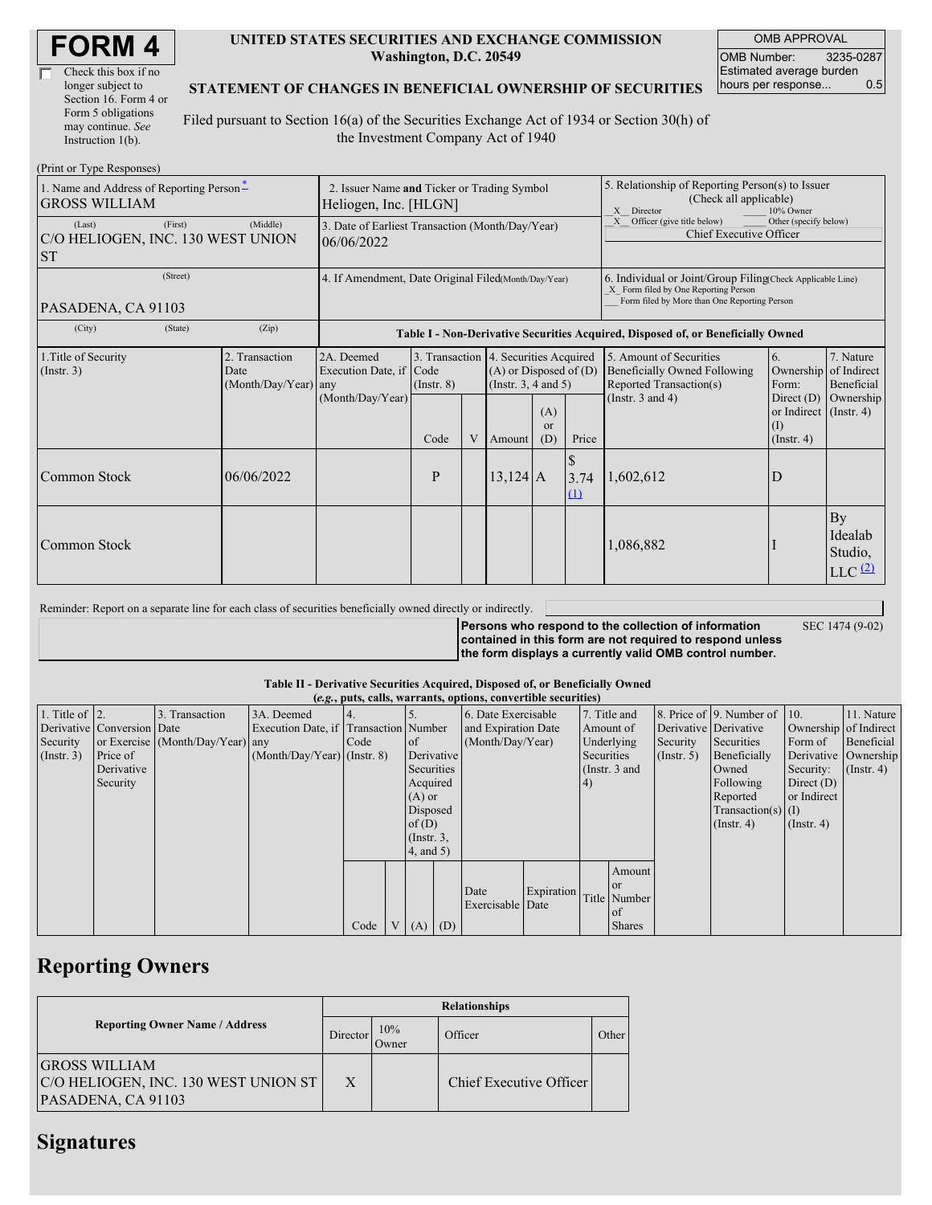# FORM 4

Check this box if no longer subject to Section 16. Form 4 or Form 5 obligations may continue. *See* Instruction 1(b).

**UNITED STATES SECURITIES AND EXCHANGE COMMISSION**
**Washington, D.C. 20549**

**STATEMENT OF CHANGES IN BENEFICIAL OWNERSHIP OF SECURITIES**

Filed pursuant to Section 16(a) of the Securities Exchange Act of 1934 or Section 30(h) of the Investment Company Act of 1940

| OMB APPROVAL | |
|---|---|
| OMB Number: | 3235-0287 |
| Estimated average burden hours per response... | 0.5 |

(Print or Type Responses)

| 1. Name and Address of Reporting Person * | 2. Issuer Name and Ticker or Trading Symbol | 5. Relationship of Reporting Person(s) to Issuer (Check all applicable) |
|---|---|---|
| GROSS WILLIAM | Heliogen, Inc. [HLGN] | _X_ Director ___ 10% Owner |
| (Last) (First) (Middle) C/O HELIOGEN, INC. 130 WEST UNION ST | 3. Date of Earliest Transaction (Month/Day/Year) 06/06/2022 | _X_ Officer (give title below) ___ Other (specify below) Chief Executive Officer |
| (Street) PASADENA, CA 91103 | 4. If Amendment, Date Original Filed(Month/Day/Year) | 6. Individual or Joint/Group Filing(Check Applicable Line) _X_ Form filed by One Reporting Person ___ Form filed by More than One Reporting Person |
| (City) (State) (Zip) | | |

**Table I - Non-Derivative Securities Acquired, Disposed of, or Beneficially Owned**

| 1.Title of Security (Instr. 3) | 2. Transaction Date (Month/Day/Year) | 2A. Deemed Execution Date, if any (Month/Day/Year) | 3. Transaction Code (Instr. 8) | | 4. Securities Acquired (A) or Disposed of (D) (Instr. 3, 4 and 5) | | | 5. Amount of Securities Beneficially Owned Following Reported Transaction(s) (Instr. 3 and 4) | 6. Ownership Form: Direct (D) or Indirect (I) (Instr. 4) | 7. Nature of Indirect Beneficial Ownership (Instr. 4) |
|---|---|---|---|---|---|---|---|---|---|---|
| | | | Code | V | Amount | (A) or (D) | Price | | | |
| Common Stock | 06/06/2022 | | P | | 13,124 | A | $ 3.74 (1) | 1,602,612 | D | |
| Common Stock | | | | | | | | 1,086,882 | I | By Idealab Studio, LLC (2) |

Reminder: Report on a separate line for each class of securities beneficially owned directly or indirectly.

**Persons who respond to the collection of information contained in this form are not required to respond unless the form displays a currently valid OMB control number.** SEC 1474 (9-02)

**Table II - Derivative Securities Acquired, Disposed of, or Beneficially Owned**
**(*e.g.*, puts, calls, warrants, options, convertible securities)**

| 1. Title of Derivative Security (Instr. 3) | 2. Conversion or Exercise Price of Derivative Security | 3. Transaction Date (Month/Day/Year) | 3A. Deemed Execution Date, if any (Month/Day/Year) | 4. Transaction Code (Instr. 8) | | 5. Number of Derivative Securities Acquired (A) or Disposed of (D) (Instr. 3, 4, and 5) | | 6. Date Exercisable and Expiration Date (Month/Day/Year) | | 7. Title and Amount of Underlying Securities (Instr. 3 and 4) | | 8. Price of Derivative Security (Instr. 5) | 9. Number of Derivative Securities Beneficially Owned Following Reported Transaction(s) (Instr. 4) | 10. Ownership Form of Derivative Security: Direct (D) or Indirect (I) (Instr. 4) | 11. Nature of Indirect Beneficial Ownership (Instr. 4) |
|---|---|---|---|---|---|---|---|---|---|---|---|---|---|---|---|
| | | | | Code | V | (A) | (D) | Date Exercisable | Expiration Date | Title | Amount or Number of Shares | | | | |

## Reporting Owners

| Reporting Owner Name / Address | Relationships | | | |
|---|---|---|---|---|
| | Director | 10% Owner | Officer | Other |
| GROSS WILLIAM C/O HELIOGEN, INC. 130 WEST UNION ST PASADENA, CA 91103 | X | | Chief Executive Officer | |

## Signatures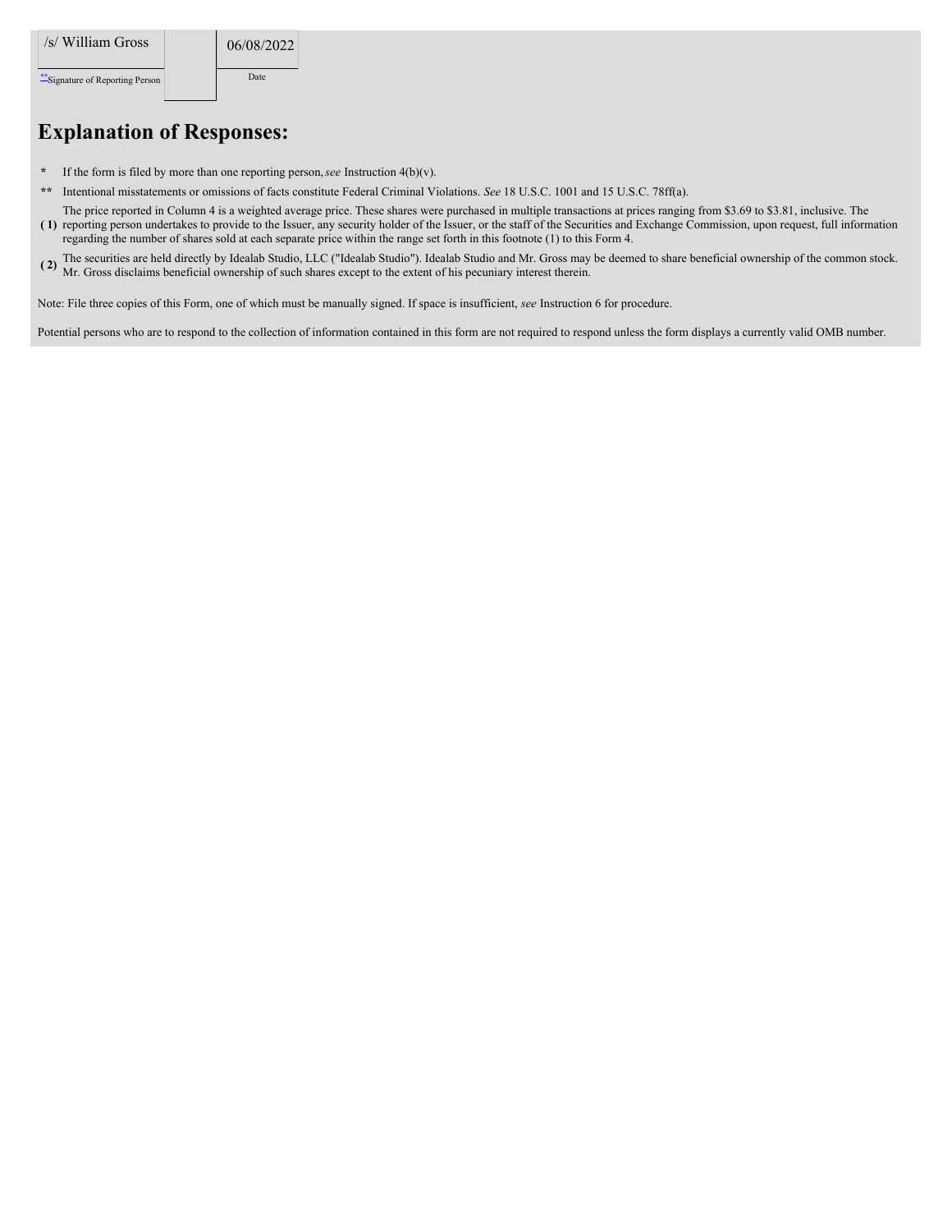| /s/ William Gross | | 06/08/2022 |
| --- | --- | --- |
| ** Signature of Reporting Person | | Date |

# Explanation of Responses:

- \* If the form is filed by more than one reporting person, *see* Instruction 4(b)(v).
- \** Intentional misstatements or omissions of facts constitute Federal Criminal Violations. *See* 18 U.S.C. 1001 and 15 U.S.C. 78ff(a).
- **( 1)** The price reported in Column 4 is a weighted average price. These shares were purchased in multiple transactions at prices ranging from $3.69 to $3.81, inclusive. The reporting person undertakes to provide to the Issuer, any security holder of the Issuer, or the staff of the Securities and Exchange Commission, upon request, full information regarding the number of shares sold at each separate price within the range set forth in this footnote (1) to this Form 4.
- **( 2)** The securities are held directly by Idealab Studio, LLC ("Idealab Studio"). Idealab Studio and Mr. Gross may be deemed to share beneficial ownership of the common stock. Mr. Gross disclaims beneficial ownership of such shares except to the extent of his pecuniary interest therein.

Note: File three copies of this Form, one of which must be manually signed. If space is insufficient, *see* Instruction 6 for procedure.

Potential persons who are to respond to the collection of information contained in this form are not required to respond unless the form displays a currently valid OMB number.